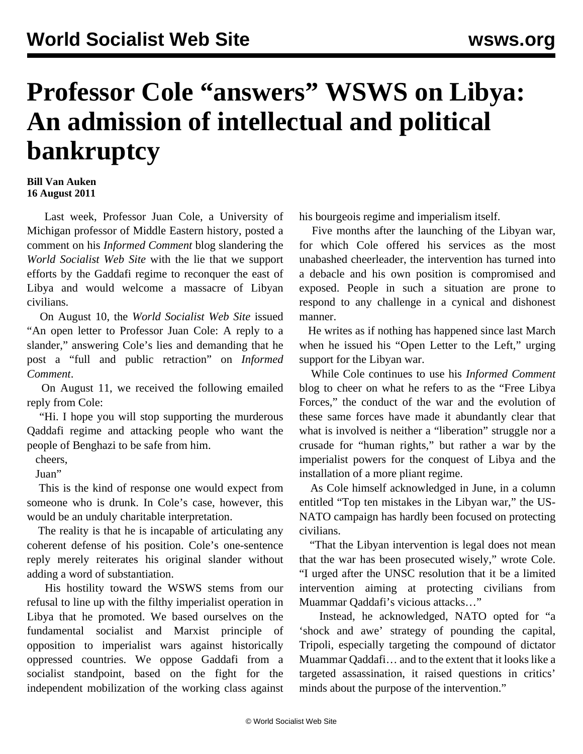# Professor Cole "answers" WSWS on Libya: An admission of intellectual and political bankruptcy

**Bill Van Auken**
**16 August 2011**

Last week, Professor Juan Cole, a University of Michigan professor of Middle Eastern history, posted a comment on his *Informed Comment* blog slandering the *World Socialist Web Site* with the lie that we support efforts by the Gaddafi regime to reconquer the east of Libya and would welcome a massacre of Libyan civilians.

On August 10, the *World Socialist Web Site* issued "An open letter to Professor Juan Cole: A reply to a slander," answering Cole's lies and demanding that he post a "full and public retraction" on *Informed Comment*.

On August 11, we received the following emailed reply from Cole:

"Hi. I hope you will stop supporting the murderous Qaddafi regime and attacking people who want the people of Benghazi to be safe from him.

cheers,

Juan"

This is the kind of response one would expect from someone who is drunk. In Cole's case, however, this would be an unduly charitable interpretation.

The reality is that he is incapable of articulating any coherent defense of his position. Cole's one-sentence reply merely reiterates his original slander without adding a word of substantiation.

His hostility toward the WSWS stems from our refusal to line up with the filthy imperialist operation in Libya that he promoted. We based ourselves on the fundamental socialist and Marxist principle of opposition to imperialist wars against historically oppressed countries. We oppose Gaddafi from a socialist standpoint, based on the fight for the independent mobilization of the working class against his bourgeois regime and imperialism itself.

Five months after the launching of the Libyan war, for which Cole offered his services as the most unabashed cheerleader, the intervention has turned into a debacle and his own position is compromised and exposed. People in such a situation are prone to respond to any challenge in a cynical and dishonest manner.

He writes as if nothing has happened since last March when he issued his "Open Letter to the Left," urging support for the Libyan war.

While Cole continues to use his *Informed Comment* blog to cheer on what he refers to as the "Free Libya Forces," the conduct of the war and the evolution of these same forces have made it abundantly clear that what is involved is neither a "liberation" struggle nor a crusade for "human rights," but rather a war by the imperialist powers for the conquest of Libya and the installation of a more pliant regime.

As Cole himself acknowledged in June, in a column entitled "Top ten mistakes in the Libyan war," the US-NATO campaign has hardly been focused on protecting civilians.

"That the Libyan intervention is legal does not mean that the war has been prosecuted wisely," wrote Cole. "I urged after the UNSC resolution that it be a limited intervention aiming at protecting civilians from Muammar Qaddafi's vicious attacks…"

Instead, he acknowledged, NATO opted for "a 'shock and awe' strategy of pounding the capital, Tripoli, especially targeting the compound of dictator Muammar Qaddafi… and to the extent that it looks like a targeted assassination, it raised questions in critics' minds about the purpose of the intervention."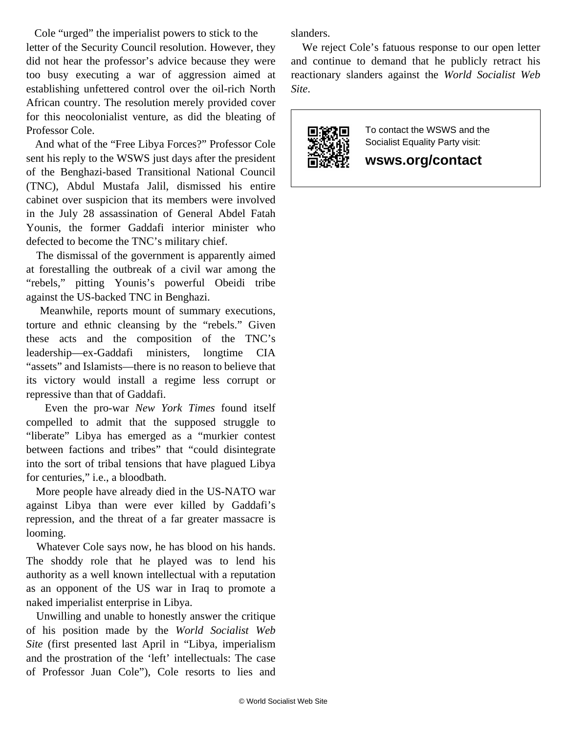Cole “urged” the imperialist powers to stick to the letter of the Security Council resolution. However, they did not hear the professor’s advice because they were too busy executing a war of aggression aimed at establishing unfettered control over the oil-rich North African country. The resolution merely provided cover for this neocolonialist venture, as did the bleating of Professor Cole.

And what of the “Free Libya Forces?” Professor Cole sent his reply to the WSWS just days after the president of the Benghazi-based Transitional National Council (TNC), Abdul Mustafa Jalil, dismissed his entire cabinet over suspicion that its members were involved in the July 28 assassination of General Abdel Fatah Younis, the former Gaddafi interior minister who defected to become the TNC’s military chief.

The dismissal of the government is apparently aimed at forestalling the outbreak of a civil war among the “rebels,” pitting Younis’s powerful Obeidi tribe against the US-backed TNC in Benghazi.

Meanwhile, reports mount of summary executions, torture and ethnic cleansing by the “rebels.” Given these acts and the composition of the TNC’s leadership—ex-Gaddafi ministers, longtime CIA “assets” and Islamists—there is no reason to believe that its victory would install a regime less corrupt or repressive than that of Gaddafi.

Even the pro-war *New York Times* found itself compelled to admit that the supposed struggle to “liberate” Libya has emerged as a “murkier contest between factions and tribes” that “could disintegrate into the sort of tribal tensions that have plagued Libya for centuries,” i.e., a bloodbath.

More people have already died in the US-NATO war against Libya than were ever killed by Gaddafi’s repression, and the threat of a far greater massacre is looming.

Whatever Cole says now, he has blood on his hands. The shoddy role that he played was to lend his authority as a well known intellectual with a reputation as an opponent of the US war in Iraq to promote a naked imperialist enterprise in Libya.

Unwilling and unable to honestly answer the critique of his position made by the *World Socialist Web Site* (first presented last April in “Libya, imperialism and the prostration of the ‘left’ intellectuals: The case of Professor Juan Cole”), Cole resorts to lies and slanders.

We reject Cole’s fatuous response to our open letter and continue to demand that he publicly retract his reactionary slanders against the *World Socialist Web Site*.

To contact the WSWS and the Socialist Equality Party visit:

**wsws.org/contact**